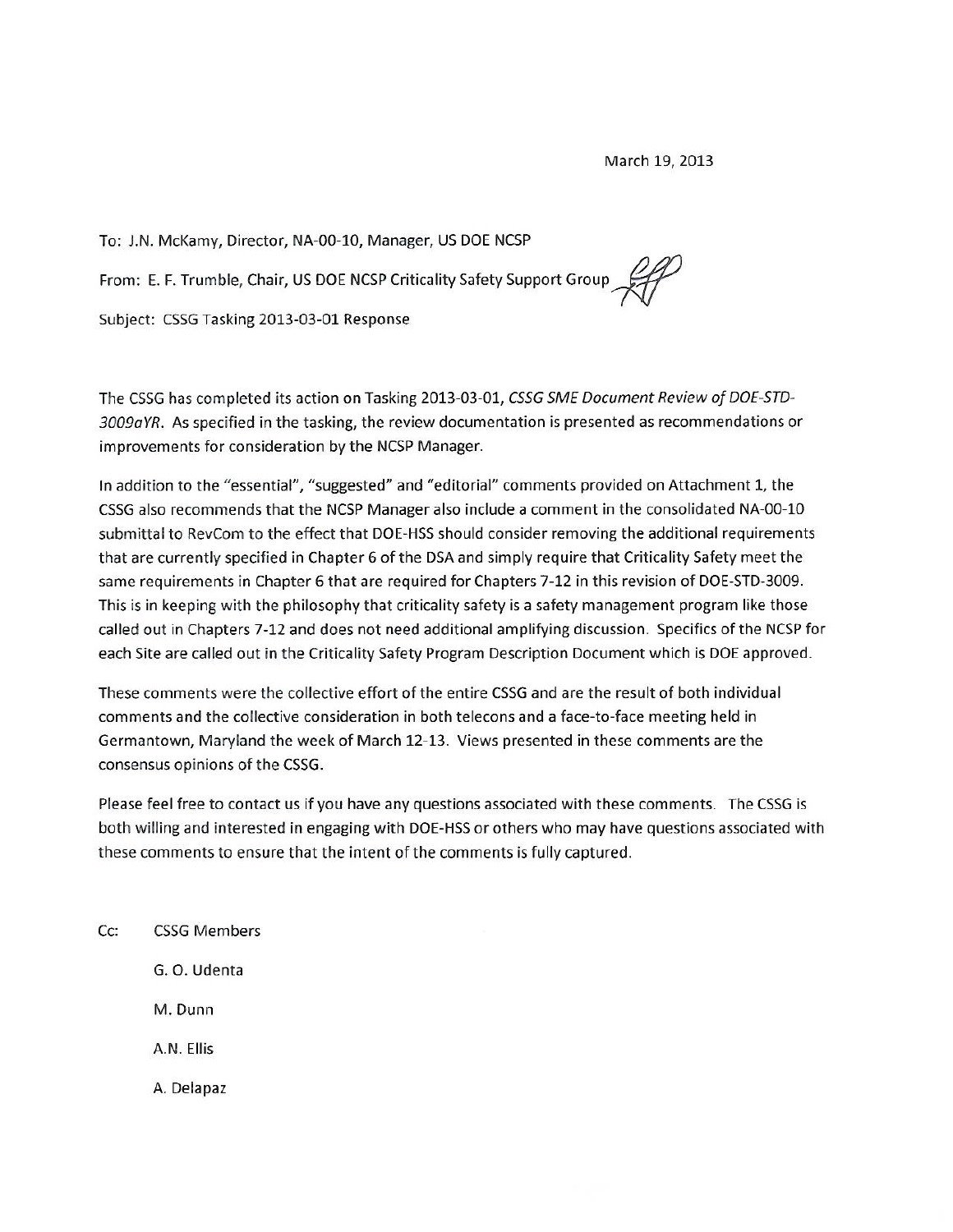March 19, 2013

To: J.N. McKamy, Director, NA-00-10, Manager, US DOE NCSP

From: E. F. Trumble, Chair, US DOE NCSP Criticality Safety Support Group

Subject: CSSG Tasking 2013-03-01 Response

The CSSG has completed its action on Tasking 2013-03-01, *CSSG SME Document Review of DOE-STD-3009aYR*. As specified in the tasking, the review documentation is presented as recommendations or improvements for consideration by the NCSP Manager.

In addition to the "essential", "suggested" and "editorial" comments provided on Attachment 1, the CSSG also recommends that the NCSP Manager also include a comment in the consolidated NA-00-10 submittal to RevCom to the effect that DOE-HSS should consider removing the additional requirements that are currently specified in Chapter 6 of the DSA and simply require that Criticality Safety meet the same requirements in Chapter 6 that are required for Chapters 7-12 in this revision of DOE-STD-3009. This is in keeping with the philosophy that criticality safety is a safety management program like those called out in Chapters 7-12 and does not need additional amplifying discussion. Specifics of the NCSP for each Site are called out in the Criticality Safety Program Description Document which is DOE approved.

These comments were the collective effort of the entire CSSG and are the result of both individual comments and the collective consideration in both telecons and a face-to-face meeting held in Germantown, Maryland the week of March 12-13. Views presented in these comments are the consensus opinions of the CSSG.

Please feel free to contact us if you have any questions associated with these comments. The CSSG is both willing and interested in engaging with DOE-HSS or others who may have questions associated with these comments to ensure that the intent of the comments is fully captured.

Cc: CSSG Members

G. O. Udenta

M. Dunn

A.N. Ellis

A. Delapaz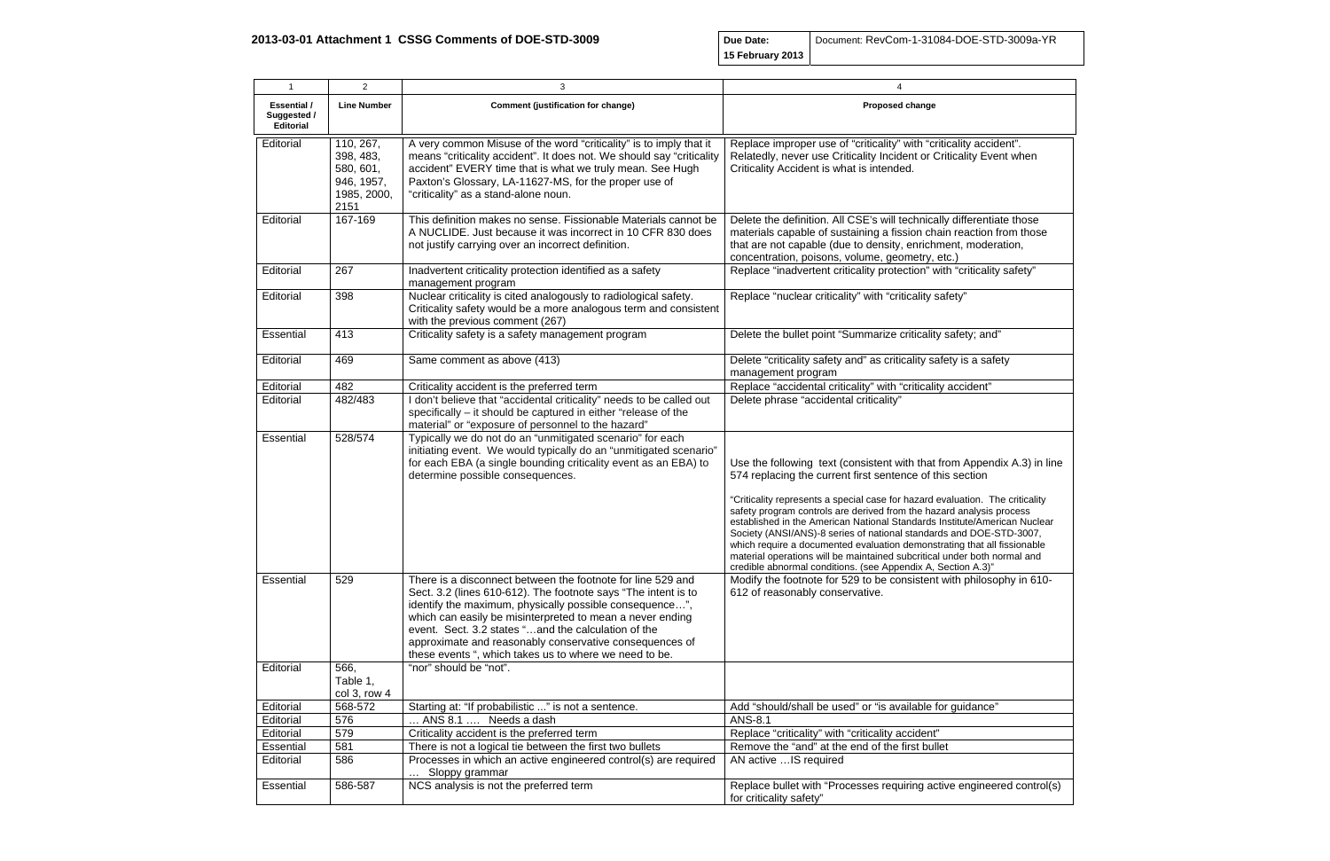## 2013-03-01 Attachment 1 CSSG Comments of DOE-STD-3009

| Due Date: 15 February 2013 | Document: RevCom-1-31084-DOE-STD-3009a-YR |
|---|---|

| 1 | 2 | 3 | 4 |
|---|---|---|---|
| **Essential / Suggested / Editorial** | **Line Number** | **Comment (justification for change)** | **Proposed change** |
| Editorial | 110, 267, 398, 483, 580, 601, 946, 1957, 1985, 2000, 2151 | A very common Misuse of the word "criticality" is to imply that it means "criticality accident". It does not. We should say "criticality accident" EVERY time that is what we truly mean. See Hugh Paxton's Glossary, LA-11627-MS, for the proper use of "criticality" as a stand-alone noun. | Replace improper use of "criticality" with "criticality accident". Relatedly, never use Criticality Incident or Criticality Event when Criticality Accident is what is intended. |
| Editorial | 167-169 | This definition makes no sense. Fissionable Materials cannot be A NUCLIDE. Just because it was incorrect in 10 CFR 830 does not justify carrying over an incorrect definition. | Delete the definition. All CSE's will technically differentiate those materials capable of sustaining a fission chain reaction from those that are not capable (due to density, enrichment, moderation, concentration, poisons, volume, geometry, etc.) |
| Editorial | 267 | Inadvertent criticality protection identified as a safety management program | Replace "inadvertent criticality protection" with "criticality safety" |
| Editorial | 398 | Nuclear criticality is cited analogously to radiological safety. Criticality safety would be a more analogous term and consistent with the previous comment (267) | Replace "nuclear criticality" with "criticality safety" |
| Essential | 413 | Criticality safety is a safety management program | Delete the bullet point "Summarize criticality safety; and" |
| Editorial | 469 | Same comment as above (413) | Delete "criticality safety and" as criticality safety is a safety management program |
| Editorial | 482 | Criticality accident is the preferred term | Replace "accidental criticality" with "criticality accident" |
| Editorial | 482/483 | I don't believe that "accidental criticality" needs to be called out specifically – it should be captured in either "release of the material" or "exposure of personnel to the hazard" | Delete phrase "accidental criticality" |
| Essential | 528/574 | Typically we do not do an "unmitigated scenario" for each initiating event. We would typically do an "unmitigated scenario" for each EBA (a single bounding criticality event as an EBA) to determine possible consequences. | Use the following text (consistent with that from Appendix A.3) in line 574 replacing the current first sentence of this section<br><br>"Criticality represents a special case for hazard evaluation. The criticality safety program controls are derived from the hazard analysis process established in the American National Standards Institute/American Nuclear Society (ANSI/ANS)-8 series of national standards and DOE-STD-3007, which require a documented evaluation demonstrating that all fissionable material operations will be maintained subcritical under both normal and credible abnormal conditions. (see Appendix A, Section A.3)" |
| Essential | 529 | There is a disconnect between the footnote for line 529 and Sect. 3.2 (lines 610-612). The footnote says "The intent is to identify the maximum, physically possible consequence…", which can easily be misinterpreted to mean a never ending event. Sect. 3.2 states "…and the calculation of the approximate and reasonably conservative consequences of these events ", which takes us to where we need to be. | Modify the footnote for 529 to be consistent with philosophy in 610-612 of reasonably conservative. |
| Editorial | 566, Table 1, col 3, row 4 | "nor" should be "not". | |
| Editorial | 568-572 | Starting at: "If probabilistic ..." is not a sentence. | Add "should/shall be used" or "is available for guidance" |
| Editorial | 576 | … ANS 8.1 …. Needs a dash | ANS-8.1 |
| Editorial | 579 | Criticality accident is the preferred term | Replace "criticality" with "criticality accident" |
| Essential | 581 | There is not a logical tie between the first two bullets | Remove the "and" at the end of the first bullet |
| Editorial | 586 | Processes in which an active engineeered control(s) are required … Sloppy grammar | AN active …IS required |
| Essential | 586-587 | NCS analysis is not the preferred term | Replace bullet with "Processes requiring active engineered control(s) for criticality safety" |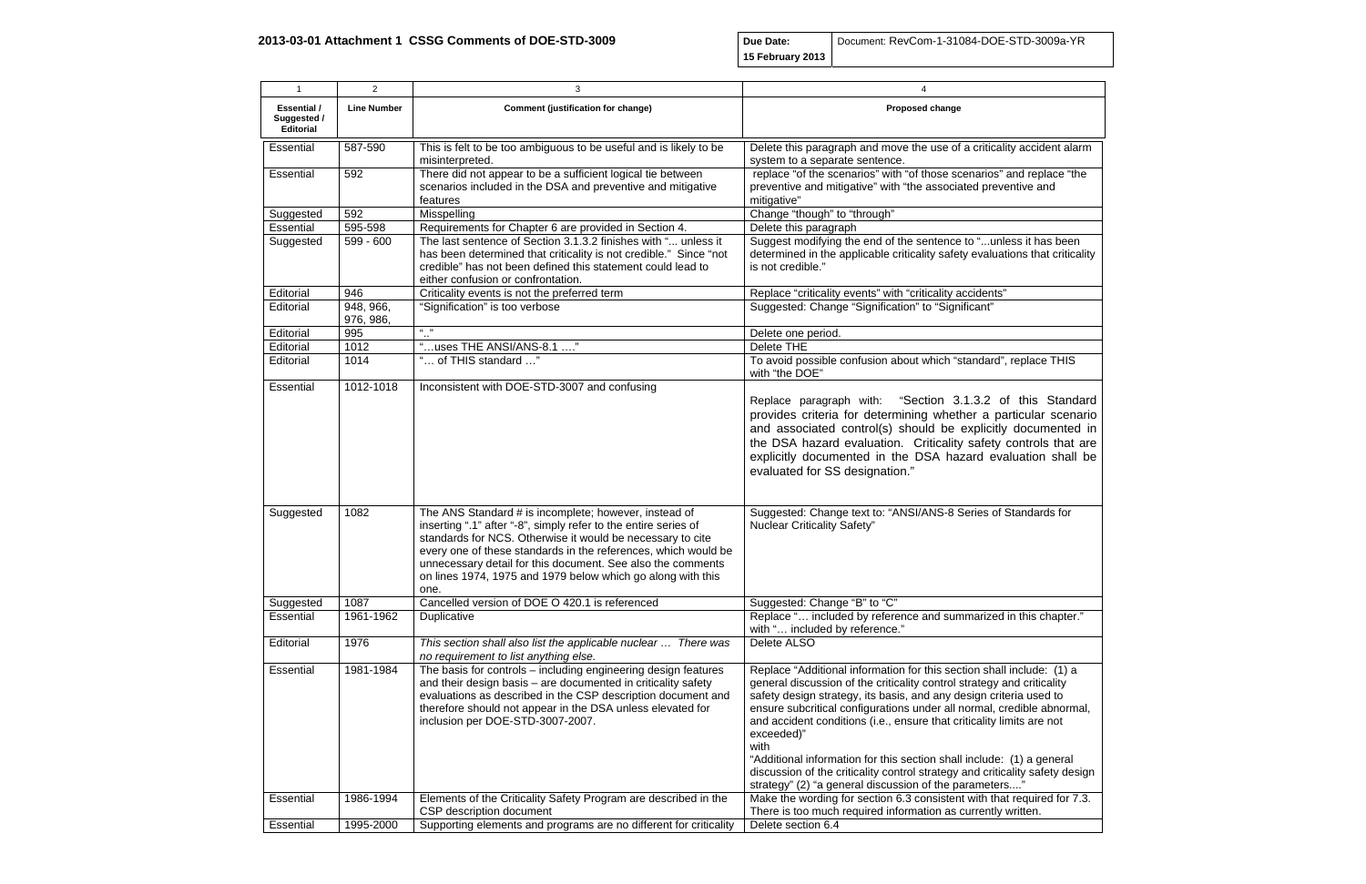**2013-03-01 Attachment 1 CSSG Comments of DOE-STD-3009**

| Due Date: 15 February 2013 | Document: RevCom-1-31084-DOE-STD-3009a-YR |
|---|---|

| 1 | 2 | 3 | 4 |
|---|---|---|---|
| **Essential / Suggested / Editorial** | **Line Number** | **Comment (justification for change)** | **Proposed change** |
| Essential | 587-590 | This is felt to be too ambiguous to be useful and is likely to be misinterpreted. | Delete this paragraph and move the use of a criticality accident alarm system to a separate sentence. |
| Essential | 592 | There did not appear to be a sufficient logical tie between scenarios included in the DSA and preventive and mitigative features | replace "of the scenarios" with "of those scenarios" and replace "the preventive and mitigative" with "the associated preventive and mitigative" |
| Suggested | 592 | Misspelling | Change "though" to "through" |
| Essential | 595-598 | Requirements for Chapter 6 are provided in Section 4. | Delete this paragraph |
| Suggested | 599 - 600 | The last sentence of Section 3.1.3.2 finishes with "… unless it has been determined that criticality is not credible." Since "not credible" has not been defined this statement could lead to either confusion or confrontation. | Suggest modifying the end of the sentence to "...unless it has been determined in the applicable criticality safety evaluations that criticality is not credible." |
| Editorial | 946 | Criticality events is not the preferred term | Replace "criticality events" with "criticality accidents" |
| Editorial | 948, 966, 976, 986, | "Signification" is too verbose | Suggested: Change "Signification" to "Significant" |
| Editorial | 995 | ".." | Delete one period. |
| Editorial | 1012 | "…uses THE ANSI/ANS-8.1 …." | Delete THE |
| Editorial | 1014 | "… of THIS standard …" | To avoid possible confusion about which "standard", replace THIS with "the DOE" |
| Essential | 1012-1018 | Inconsistent with DOE-STD-3007 and confusing | Replace paragraph with: "Section 3.1.3.2 of this Standard provides criteria for determining whether a particular scenario and associated control(s) should be explicitly documented in the DSA hazard evaluation. Criticality safety controls that are explicitly documented in the DSA hazard evaluation shall be evaluated for SS designation." |
| Suggested | 1082 | The ANS Standard # is incomplete; however, instead of inserting ".1" after "-8", simply refer to the entire series of standards for NCS. Otherwise it would be necessary to cite every one of these standards in the references, which would be unnecessary detail for this document. See also the comments on lines 1974, 1975 and 1979 below which go along with this one. | Suggested: Change text to: "ANSI/ANS-8 Series of Standards for Nuclear Criticality Safety" |
| Suggested | 1087 | Cancelled version of DOE O 420.1 is referenced | Suggested: Change "B" to "C" |
| Essential | 1961-1962 | Duplicative | Replace "… included by reference and summarized in this chapter." with "… included by reference." |
| Editorial | 1976 | *This section shall also list the applicable nuclear … There was no requirement to list anything else.* | Delete ALSO |
| Essential | 1981-1984 | The basis for controls – including engineering design features and their design basis – are documented in criticality safety evaluations as described in the CSP description document and therefore should not appear in the DSA unless elevated for inclusion per DOE-STD-3007-2007. | Replace "Additional information for this section shall include: (1) a general discussion of the criticality control strategy and criticality safety design strategy, its basis, and any design criteria used to ensure subcritical configurations under all normal, credible abnormal, and accident conditions (i.e., ensure that criticality limits are not exceeded)" with "Additional information for this section shall include: (1) a general discussion of the criticality control strategy and criticality safety design strategy" (2) "a general discussion of the parameters...." |
| Essential | 1986-1994 | Elements of the Criticality Safety Program are described in the CSP description document | Make the wording for section 6.3 consistent with that required for 7.3. There is too much required information as currently written. |
| Essential | 1995-2000 | Supporting elements and programs are no different for criticality | Delete section 6.4 |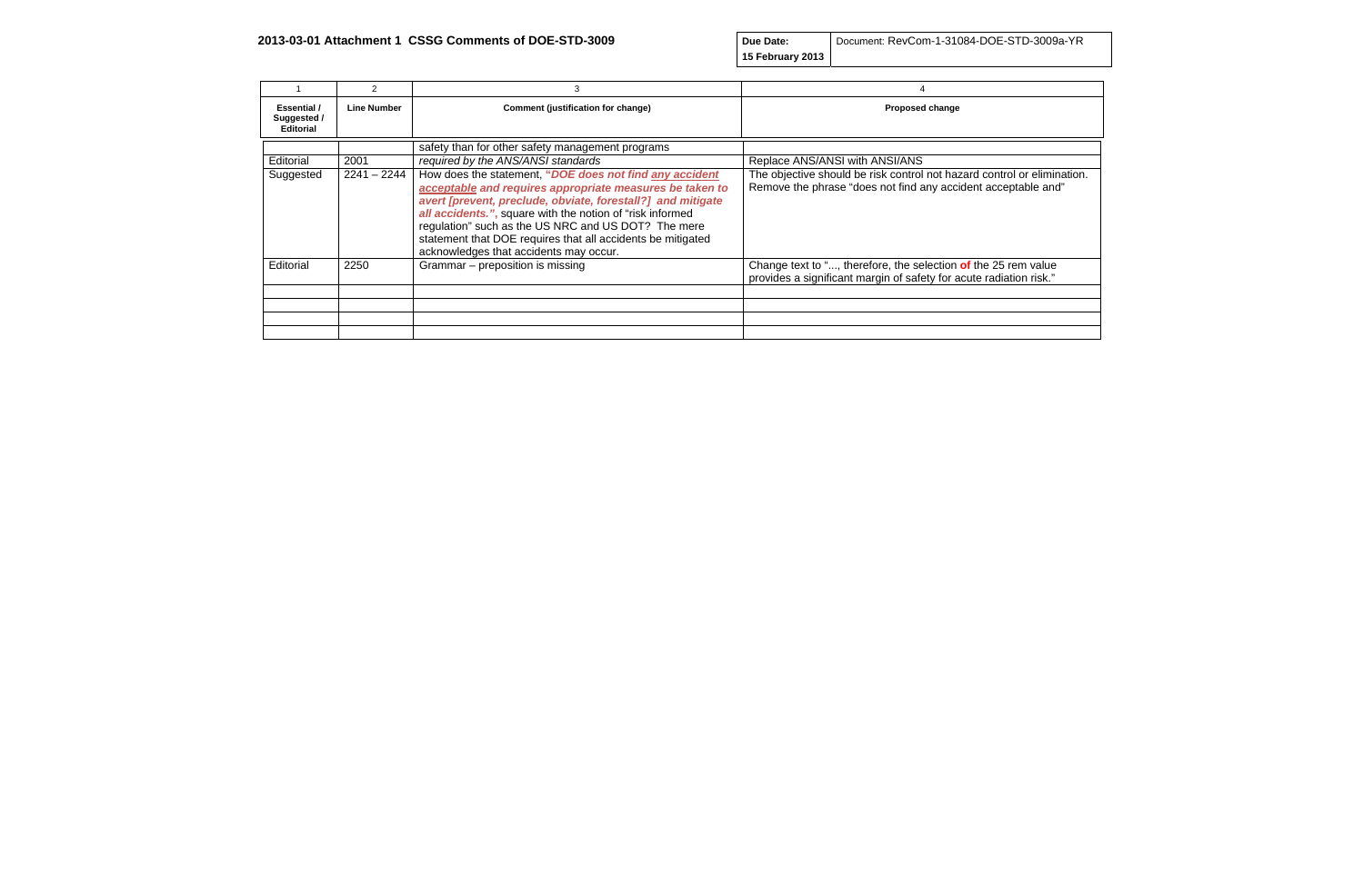**2013-03-01 Attachment 1 CSSG Comments of DOE-STD-3009**

| Due Date: | Document: RevCom-1-31084-DOE-STD-3009a-YR |
|---|---|
| 15 February 2013 | |

| 1 | 2 | 3 | 4 |
|---|---|---|---|
| **Essential / Suggested / Editorial** | **Line Number** | **Comment (justification for change)** | **Proposed change** |
| | | safety than for other safety management programs | |
| Editorial | 2001 | *required by the ANS/ANSI standards* | Replace ANS/ANSI with ANSI/ANS |
| Suggested | 2241 – 2244 | How does the statement, ***"DOE does not find any accident acceptable and requires appropriate measures be taken to avert [prevent, preclude, obviate, forestall?] and mitigate all accidents."***, square with the notion of "risk informed regulation" such as the US NRC and US DOT? The mere statement that DOE requires that all accidents be mitigated acknowledges that accidents may occur. | The objective should be risk control not hazard control or elimination. Remove the phrase "does not find any accident acceptable and" |
| Editorial | 2250 | Grammar – preposition is missing | Change text to "..., therefore, the selection **of** the 25 rem value provides a significant margin of safety for acute radiation risk." |
| | | | |
| | | | |
| | | | |
| | | | |